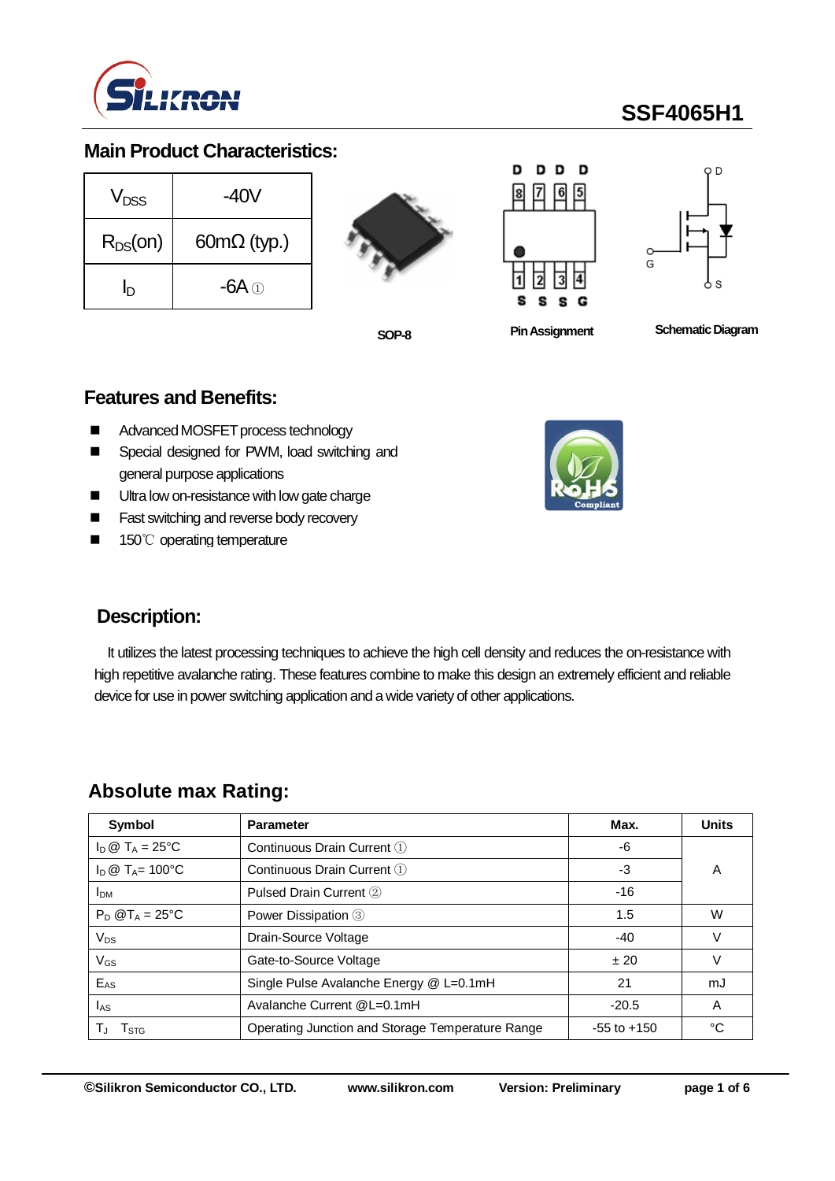# SSF4065H1

## Main Product Characteristics:

| | |
|---|---|
| $V_{DSS}$ | -40V |
| $R_{DS}(on)$ | 60mΩ (typ.) |
| $I_D$ | -6A ① |

SOP-8

D D D D
8 7 6 5
1 2 3 4
S S S G

Pin Assignment

D
G
S

Schematic Diagram

## Features and Benefits:

- Advanced MOSFET process technology
- Special designed for PWM, load switching and general purpose applications
- Ultra low on-resistance with low gate charge
- Fast switching and reverse body recovery
- 150℃ operating temperature

RoHS Compliant

## Description:

It utilizes the latest processing techniques to achieve the high cell density and reduces the on-resistance with high repetitive avalanche rating. These features combine to make this design an extremely efficient and reliable device for use in power switching application and a wide variety of other applications.

## Absolute max Rating:

| Symbol | Parameter | Max. | Units |
|---|---|---|---|
| $I_D$ @ $T_A$ = 25°C | Continuous Drain Current ① | -6 | A |
| $I_D$ @ $T_A$= 100°C | Continuous Drain Current ① | -3 | A |
| $I_{DM}$ | Pulsed Drain Current ② | -16 | A |
| $P_D$ @$T_A$ = 25°C | Power Dissipation ③ | 1.5 | W |
| $V_{DS}$ | Drain-Source Voltage | -40 | V |
| $V_{GS}$ | Gate-to-Source Voltage | ± 20 | V |
| $E_{AS}$ | Single Pulse Avalanche Energy @ L=0.1mH | 21 | mJ |
| $I_{AS}$ | Avalanche Current @L=0.1mH | -20.5 | A |
| $T_J$ $T_{STG}$ | Operating Junction and Storage Temperature Range | -55 to +150 | °C |

©Silikron Semiconductor CO., LTD. www.silikron.com Version: Preliminary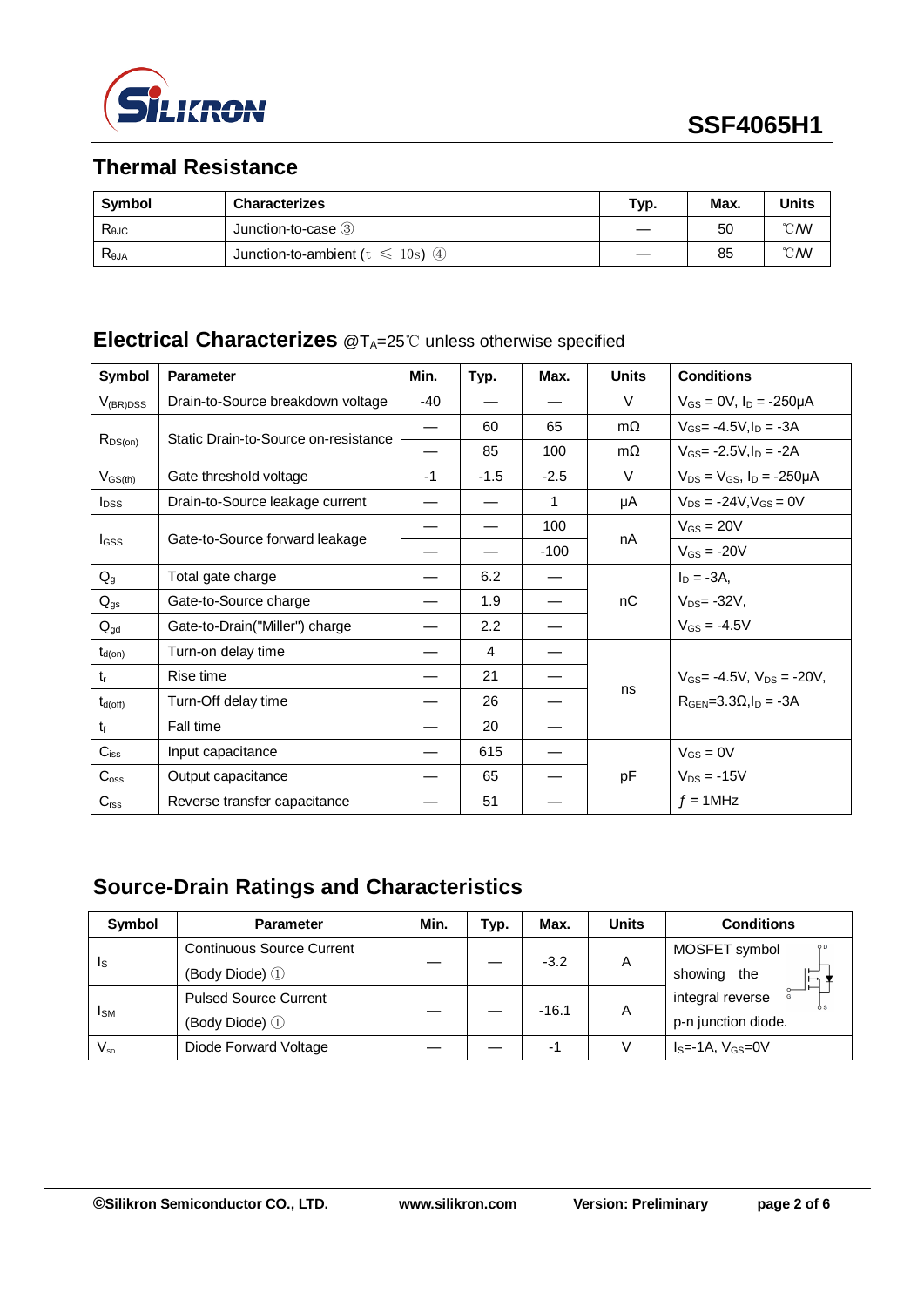## Thermal Resistance

| Symbol | Characterizes | Typ. | Max. | Units |
|---|---|---|---|---|
| $R_{\theta JC}$ | Junction-to-case ③ | — | 50 | ℃/W |
| $R_{\theta JA}$ | Junction-to-ambient ($t \leqslant 10s$) ④ | — | 85 | ℃/W |

## Electrical Characterizes @$T_A$=25℃ unless otherwise specified

| Symbol | Parameter | Min. | Typ. | Max. | Units | Conditions |
|---|---|---|---|---|---|---|
| $V_{(BR)DSS}$ | Drain-to-Source breakdown voltage | -40 | — | — | V | $V_{GS}$ = 0V, $I_D$ = -250μA |
| $R_{DS(on)}$ | Static Drain-to-Source on-resistance | — | 60 | 65 | mΩ | $V_{GS}$= -4.5V,$I_D$ = -3A |
| | | — | 85 | 100 | mΩ | $V_{GS}$= -2.5V,$I_D$ = -2A |
| $V_{GS(th)}$ | Gate threshold voltage | -1 | -1.5 | -2.5 | V | $V_{DS}$ = $V_{GS}$, $I_D$ = -250μA |
| $I_{DSS}$ | Drain-to-Source leakage current | — | — | 1 | μA | $V_{DS}$ = -24V,$V_{GS}$ = 0V |
| $I_{GSS}$ | Gate-to-Source forward leakage | — | — | 100 | nA | $V_{GS}$ = 20V |
| | | — | — | -100 | | $V_{GS}$ = -20V |
| $Q_g$ | Total gate charge | — | 6.2 | — | nC | $I_D$ = -3A, |
| $Q_{gs}$ | Gate-to-Source charge | — | 1.9 | — | | $V_{DS}$= -32V, |
| $Q_{gd}$ | Gate-to-Drain("Miller") charge | — | 2.2 | — | | $V_{GS}$ = -4.5V |
| $t_{d(on)}$ | Turn-on delay time | — | 4 | — | ns | $V_{GS}$= -4.5V, $V_{DS}$ = -20V, |
| $t_r$ | Rise time | — | 21 | — | | $R_{GEN}$=3.3Ω,$I_D$ = -3A |
| $t_{d(off)}$ | Turn-Off delay time | — | 26 | — | | |
| $t_f$ | Fall time | — | 20 | — | | |
| $C_{iss}$ | Input capacitance | — | 615 | — | pF | $V_{GS}$ = 0V |
| $C_{oss}$ | Output capacitance | — | 65 | — | | $V_{DS}$ = -15V |
| $C_{rss}$ | Reverse transfer capacitance | — | 51 | — | | $f$ = 1MHz |

## Source-Drain Ratings and Characteristics

| Symbol | Parameter | Min. | Typ. | Max. | Units | Conditions |
|---|---|---|---|---|---|---|
| $I_S$ | Continuous Source Current (Body Diode) ① | — | — | -3.2 | A | MOSFET symbol showing the integral reverse p-n junction diode. |
| $I_{SM}$ | Pulsed Source Current (Body Diode) ① | — | — | -16.1 | A | |
| $V_{SD}$ | Diode Forward Voltage | — | — | -1 | V | $I_S$=-1A, $V_{GS}$=0V |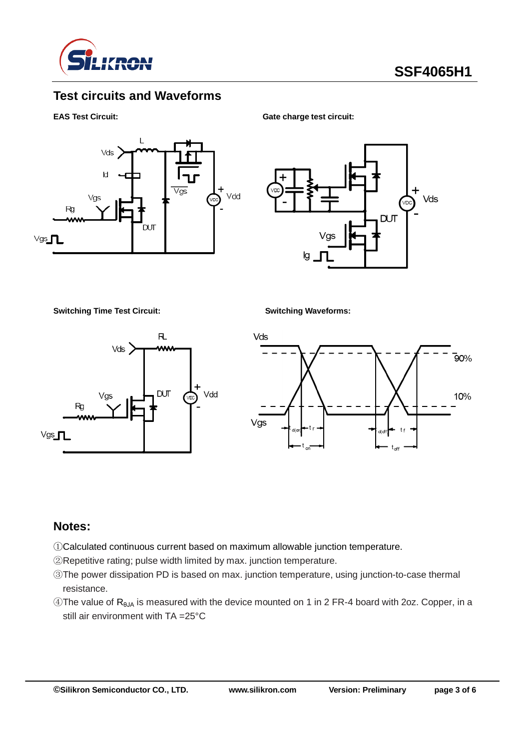## Test circuits and Waveforms

**EAS Test Circuit:**

L
Vds
Id
Vgs
Rg
Vgs
DUT
Vgs
Vdd
VDC

**Gate charge test circuit:**

VDC
Vds
DUT
Vgs
Ig

**Switching Time Test Circuit:**

RL
Vds
Vgs
Rg
DUT
Vdd
VDC
Vgs

**Switching Waveforms:**

Vds
90%
10%
Vgs
$t_{d(on)}$
$t_r$
$t_{on}$
$t_{d(off)}$
$t_f$
$t_{off}$

## Notes:

①Calculated continuous current based on maximum allowable junction temperature.

②Repetitive rating; pulse width limited by max. junction temperature.

③The power dissipation PD is based on max. junction temperature, using junction-to-case thermal resistance.

④The value of $R_{\theta JA}$ is measured with the device mounted on 1 in 2 FR-4 board with 2oz. Copper, in a still air environment with TA =25°C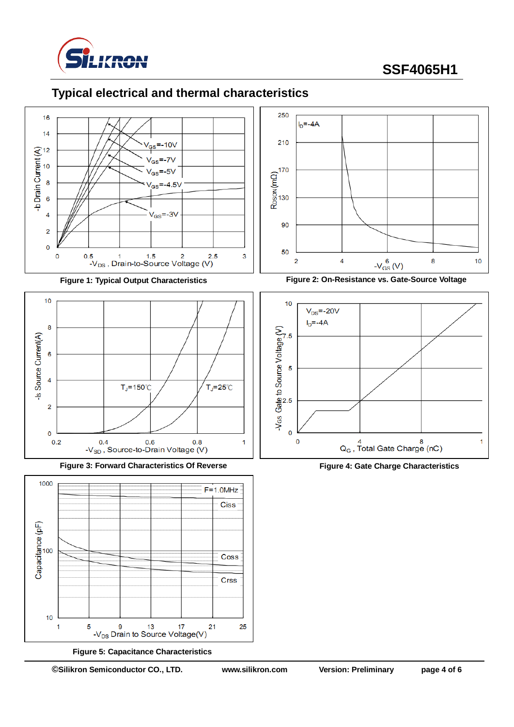## Typical electrical and thermal characteristics

16
14
12
10
8
6
4
2
0
-b Drain Current (A)
0
0.5
1
1.5
2
2.5
3
$-V_{DS}$ , Drain-to-Source Voltage (V)
$V_{GS}$=-10V
$V_{GS}$=-7V
$V_{GS}$=-5V
$V_{GS}$=-4.5V
$V_{GS}$=-3V

**Figure 1: Typical Output Characteristics**

250
210
170
130
90
50
$R_{DSON}$ (mΩ)
2
4
6
8
10
$-V_{GS}$ (V)
$I_D$=-4A

**Figure 2: On-Resistance vs. Gate-Source Voltage**

10
8
6
4
2
0
-Is Source Current(A)
0.2
0.4
0.6
0.8
1
$-V_{SD}$ , Source-to-Drain Voltage (V)
$T_J$=150℃
$T_J$=25℃

**Figure 3: Forward Characteristics Of Reverse**

10
7.5
5
2.5
0
$-V_{GS}$ Gate to Source Voltage (V)
0
4
8
1
$Q_G$ , Total Gate Charge (nC)
$V_{DS}$=-20V
$I_D$=-4A

**Figure 4: Gate Charge Characteristics**

1000
100
10
Capacitance (pF)
1
5
9
13
17
21
25
$-V_{DS}$ Drain to Source Voltage(V)
F=1.0MHz
Ciss
Coss
Crss

**Figure 5: Capacitance Characteristics**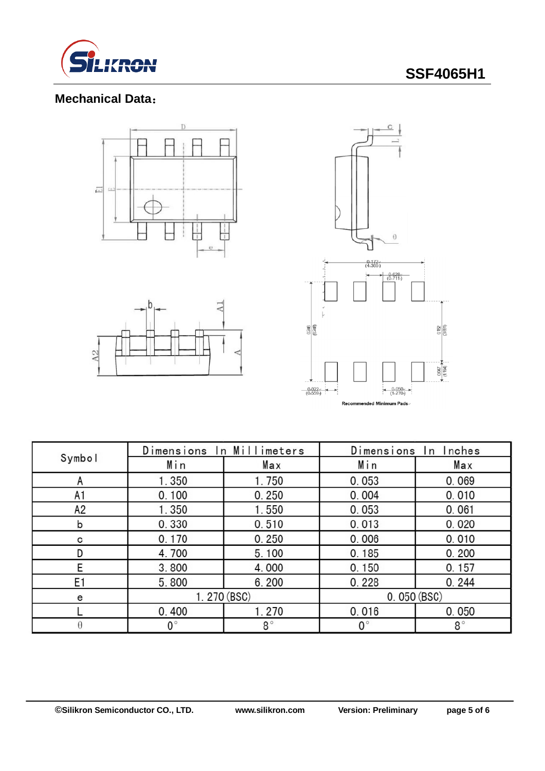## Mechanical Data：

D

E1

E

e

C

L1

θ

b

A1

A2

A

0.172
(4.369)

0.028
(0.711)

0.246
(6.248)

0.152
(3.861)

0.047
(1.194)

0.022
(0.559)

0.050
(1.270)

Recommended Minimum Pads

| Symbol | Dimensions In Millimeters | | Dimensions In Inches | |
|---|---|---|---|---|
| | Min | Max | Min | Max |
| A | 1.350 | 1.750 | 0.053 | 0.069 |
| A1 | 0.100 | 0.250 | 0.004 | 0.010 |
| A2 | 1.350 | 1.550 | 0.053 | 0.061 |
| b | 0.330 | 0.510 | 0.013 | 0.020 |
| c | 0.170 | 0.250 | 0.006 | 0.010 |
| D | 4.700 | 5.100 | 0.185 | 0.200 |
| E | 3.800 | 4.000 | 0.150 | 0.157 |
| E1 | 5.800 | 6.200 | 0.228 | 0.244 |
| e | 1.270 (BSC) | | 0.050 (BSC) | |
| L | 0.400 | 1.270 | 0.016 | 0.050 |
| θ | 0° | 8° | 0° | 8° |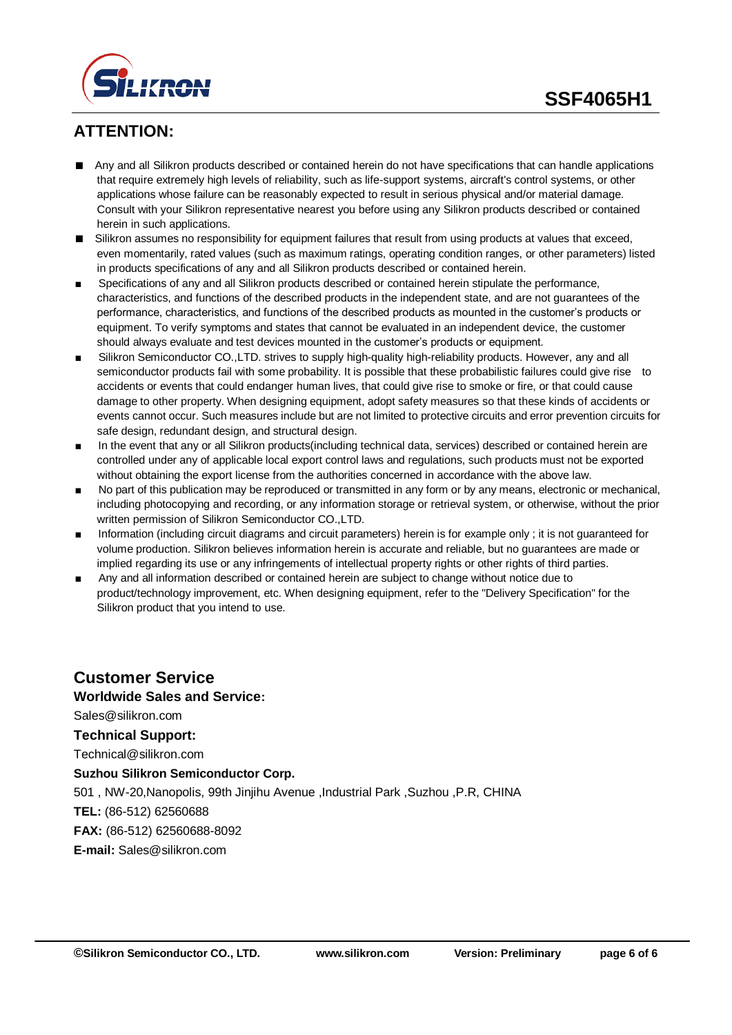## ATTENTION:

- Any and all Silikron products described or contained herein do not have specifications that can handle applications that require extremely high levels of reliability, such as life-support systems, aircraft's control systems, or other applications whose failure can be reasonably expected to result in serious physical and/or material damage. Consult with your Silikron representative nearest you before using any Silikron products described or contained herein in such applications.
- Silikron assumes no responsibility for equipment failures that result from using products at values that exceed, even momentarily, rated values (such as maximum ratings, operating condition ranges, or other parameters) listed in products specifications of any and all Silikron products described or contained herein.
- Specifications of any and all Silikron products described or contained herein stipulate the performance, characteristics, and functions of the described products in the independent state, and are not guarantees of the performance, characteristics, and functions of the described products as mounted in the customer's products or equipment. To verify symptoms and states that cannot be evaluated in an independent device, the customer should always evaluate and test devices mounted in the customer's products or equipment.
- Silikron Semiconductor CO.,LTD. strives to supply high-quality high-reliability products. However, any and all semiconductor products fail with some probability. It is possible that these probabilistic failures could give rise to accidents or events that could endanger human lives, that could give rise to smoke or fire, or that could cause damage to other property. When designing equipment, adopt safety measures so that these kinds of accidents or events cannot occur. Such measures include but are not limited to protective circuits and error prevention circuits for safe design, redundant design, and structural design.
- In the event that any or all Silikron products(including technical data, services) described or contained herein are controlled under any of applicable local export control laws and regulations, such products must not be exported without obtaining the export license from the authorities concerned in accordance with the above law.
- No part of this publication may be reproduced or transmitted in any form or by any means, electronic or mechanical, including photocopying and recording, or any information storage or retrieval system, or otherwise, without the prior written permission of Silikron Semiconductor CO.,LTD.
- Information (including circuit diagrams and circuit parameters) herein is for example only ; it is not guaranteed for volume production. Silikron believes information herein is accurate and reliable, but no guarantees are made or implied regarding its use or any infringements of intellectual property rights or other rights of third parties.
- Any and all information described or contained herein are subject to change without notice due to product/technology improvement, etc. When designing equipment, refer to the "Delivery Specification" for the Silikron product that you intend to use.

## Customer Service

**Worldwide Sales and Service:**

Sales@silikron.com

**Technical Support:**

Technical@silikron.com

**Suzhou Silikron Semiconductor Corp.**

501 , NW-20,Nanopolis, 99th Jinjihu Avenue ,Industrial Park ,Suzhou ,P.R, CHINA

**TEL:** (86-512) 62560688

**FAX:** (86-512) 62560688-8092

**E-mail:** Sales@silikron.com